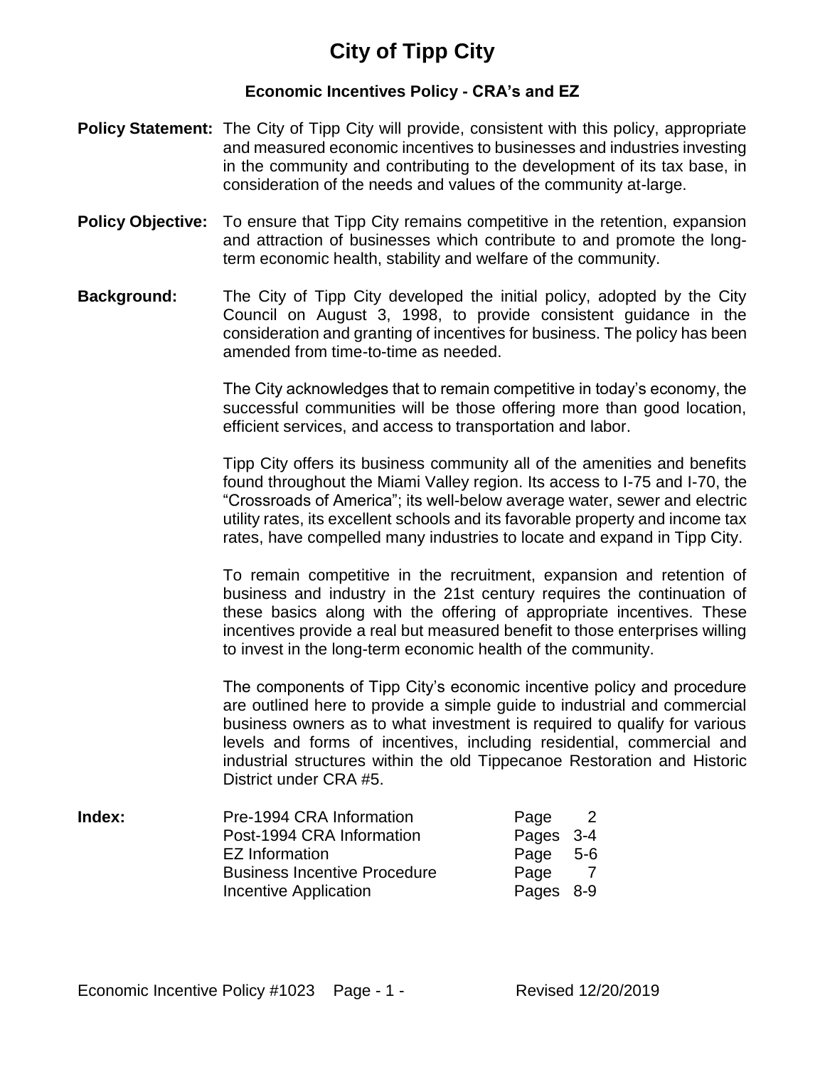# City of Tipp City

## Economic Incentives Policy - CRA's and EZ

**Policy Statement:** The City of Tipp City will provide, consistent with this policy, appropriate and measured economic incentives to businesses and industries investing in the community and contributing to the development of its tax base, in consideration of the needs and values of the community at-large.

**Policy Objective:** To ensure that Tipp City remains competitive in the retention, expansion and attraction of businesses which contribute to and promote the long-term economic health, stability and welfare of the community.

**Background:** The City of Tipp City developed the initial policy, adopted by the City Council on August 3, 1998, to provide consistent guidance in the consideration and granting of incentives for business. The policy has been amended from time-to-time as needed.

The City acknowledges that to remain competitive in today's economy, the successful communities will be those offering more than good location, efficient services, and access to transportation and labor.

Tipp City offers its business community all of the amenities and benefits found throughout the Miami Valley region. Its access to I-75 and I-70, the "Crossroads of America"; its well-below average water, sewer and electric utility rates, its excellent schools and its favorable property and income tax rates, have compelled many industries to locate and expand in Tipp City.

To remain competitive in the recruitment, expansion and retention of business and industry in the 21st century requires the continuation of these basics along with the offering of appropriate incentives. These incentives provide a real but measured benefit to those enterprises willing to invest in the long-term economic health of the community.

The components of Tipp City's economic incentive policy and procedure are outlined here to provide a simple guide to industrial and commercial business owners as to what investment is required to qualify for various levels and forms of incentives, including residential, commercial and industrial structures within the old Tippecanoe Restoration and Historic District under CRA #5.

**Index:**

| | |
|---|---|
| Pre-1994 CRA Information | Page 2 |
| Post-1994 CRA Information | Pages 3-4 |
| EZ Information | Page 5-6 |
| Business Incentive Procedure | Page 7 |
| Incentive Application | Pages 8-9 |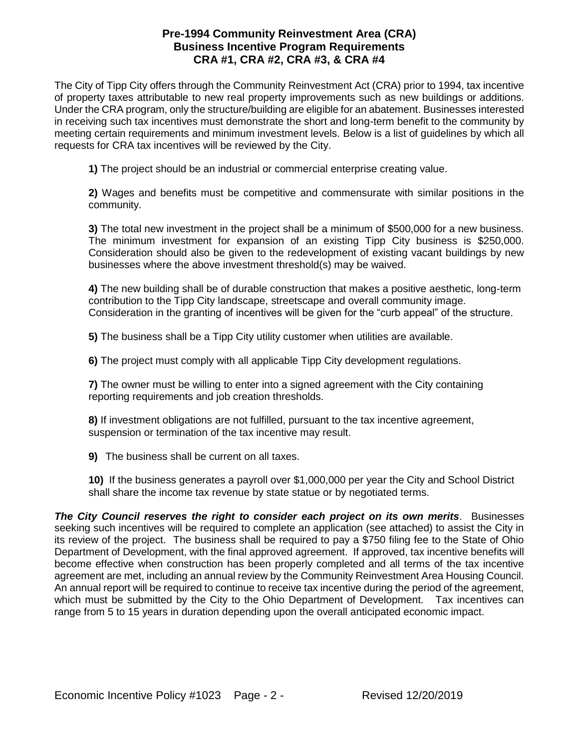# Pre-1994 Community Reinvestment Area (CRA)
## Business Incentive Program Requirements
## CRA #1, CRA #2, CRA #3, & CRA #4

The City of Tipp City offers through the Community Reinvestment Act (CRA) prior to 1994, tax incentive of property taxes attributable to new real property improvements such as new buildings or additions. Under the CRA program, only the structure/building are eligible for an abatement. Businesses interested in receiving such tax incentives must demonstrate the short and long-term benefit to the community by meeting certain requirements and minimum investment levels. Below is a list of guidelines by which all requests for CRA tax incentives will be reviewed by the City.

**1)** The project should be an industrial or commercial enterprise creating value.

**2)** Wages and benefits must be competitive and commensurate with similar positions in the community.

**3)** The total new investment in the project shall be a minimum of $500,000 for a new business. The minimum investment for expansion of an existing Tipp City business is $250,000. Consideration should also be given to the redevelopment of existing vacant buildings by new businesses where the above investment threshold(s) may be waived.

**4)** The new building shall be of durable construction that makes a positive aesthetic, long-term contribution to the Tipp City landscape, streetscape and overall community image. Consideration in the granting of incentives will be given for the "curb appeal" of the structure.

**5)** The business shall be a Tipp City utility customer when utilities are available.

**6)** The project must comply with all applicable Tipp City development regulations.

**7)** The owner must be willing to enter into a signed agreement with the City containing reporting requirements and job creation thresholds.

**8)** If investment obligations are not fulfilled, pursuant to the tax incentive agreement, suspension or termination of the tax incentive may result.

**9)** The business shall be current on all taxes.

**10)** If the business generates a payroll over $1,000,000 per year the City and School District shall share the income tax revenue by state statue or by negotiated terms.

***The City Council reserves the right to consider each project on its own merits***. Businesses seeking such incentives will be required to complete an application (see attached) to assist the City in its review of the project. The business shall be required to pay a $750 filing fee to the State of Ohio Department of Development, with the final approved agreement. If approved, tax incentive benefits will become effective when construction has been properly completed and all terms of the tax incentive agreement are met, including an annual review by the Community Reinvestment Area Housing Council. An annual report will be required to continue to receive tax incentive during the period of the agreement, which must be submitted by the City to the Ohio Department of Development. Tax incentives can range from 5 to 15 years in duration depending upon the overall anticipated economic impact.

Economic Incentive Policy #1023 Revised 12/20/2019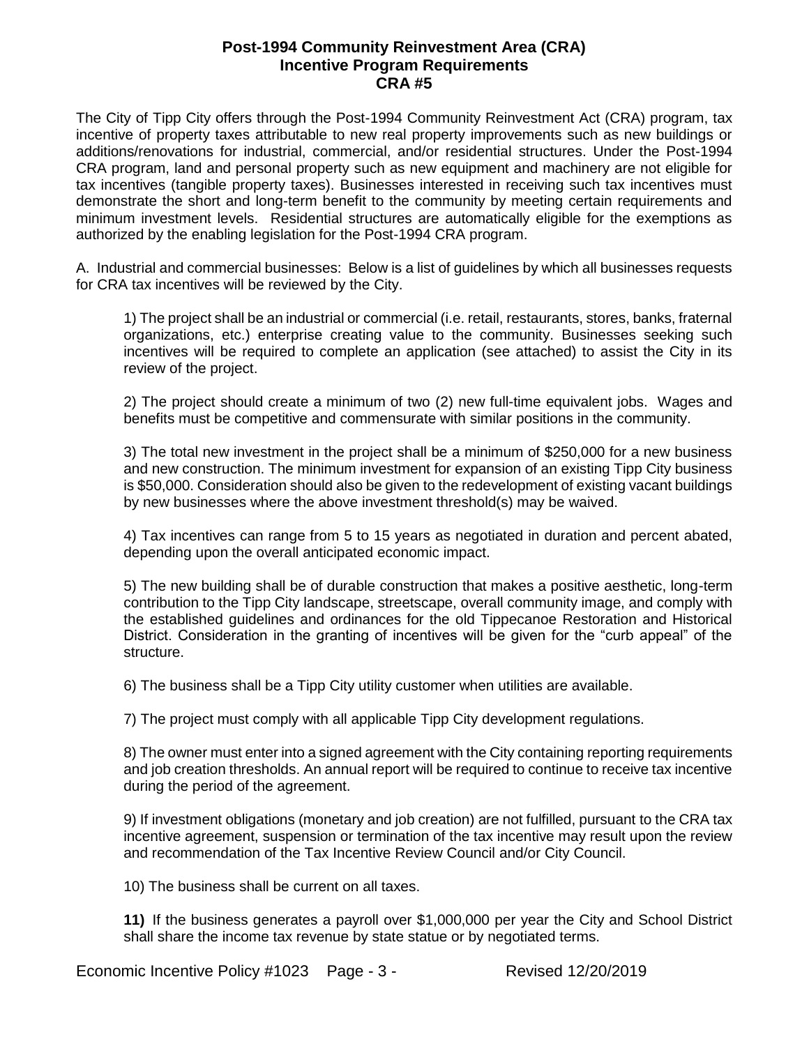# Post-1994 Community Reinvestment Area (CRA)
## Incentive Program Requirements
## CRA #5

The City of Tipp City offers through the Post-1994 Community Reinvestment Act (CRA) program, tax incentive of property taxes attributable to new real property improvements such as new buildings or additions/renovations for industrial, commercial, and/or residential structures. Under the Post-1994 CRA program, land and personal property such as new equipment and machinery are not eligible for tax incentives (tangible property taxes). Businesses interested in receiving such tax incentives must demonstrate the short and long-term benefit to the community by meeting certain requirements and minimum investment levels. Residential structures are automatically eligible for the exemptions as authorized by the enabling legislation for the Post-1994 CRA program.

A. Industrial and commercial businesses: Below is a list of guidelines by which all businesses requests for CRA tax incentives will be reviewed by the City.

1) The project shall be an industrial or commercial (i.e. retail, restaurants, stores, banks, fraternal organizations, etc.) enterprise creating value to the community. Businesses seeking such incentives will be required to complete an application (see attached) to assist the City in its review of the project.

2) The project should create a minimum of two (2) new full-time equivalent jobs. Wages and benefits must be competitive and commensurate with similar positions in the community.

3) The total new investment in the project shall be a minimum of $250,000 for a new business and new construction. The minimum investment for expansion of an existing Tipp City business is $50,000. Consideration should also be given to the redevelopment of existing vacant buildings by new businesses where the above investment threshold(s) may be waived.

4) Tax incentives can range from 5 to 15 years as negotiated in duration and percent abated, depending upon the overall anticipated economic impact.

5) The new building shall be of durable construction that makes a positive aesthetic, long-term contribution to the Tipp City landscape, streetscape, overall community image, and comply with the established guidelines and ordinances for the old Tippecanoe Restoration and Historical District. Consideration in the granting of incentives will be given for the "curb appeal" of the structure.

6) The business shall be a Tipp City utility customer when utilities are available.

7) The project must comply with all applicable Tipp City development regulations.

8) The owner must enter into a signed agreement with the City containing reporting requirements and job creation thresholds. An annual report will be required to continue to receive tax incentive during the period of the agreement.

9) If investment obligations (monetary and job creation) are not fulfilled, pursuant to the CRA tax incentive agreement, suspension or termination of the tax incentive may result upon the review and recommendation of the Tax Incentive Review Council and/or City Council.

10) The business shall be current on all taxes.

**11)** If the business generates a payroll over $1,000,000 per year the City and School District shall share the income tax revenue by state statue or by negotiated terms.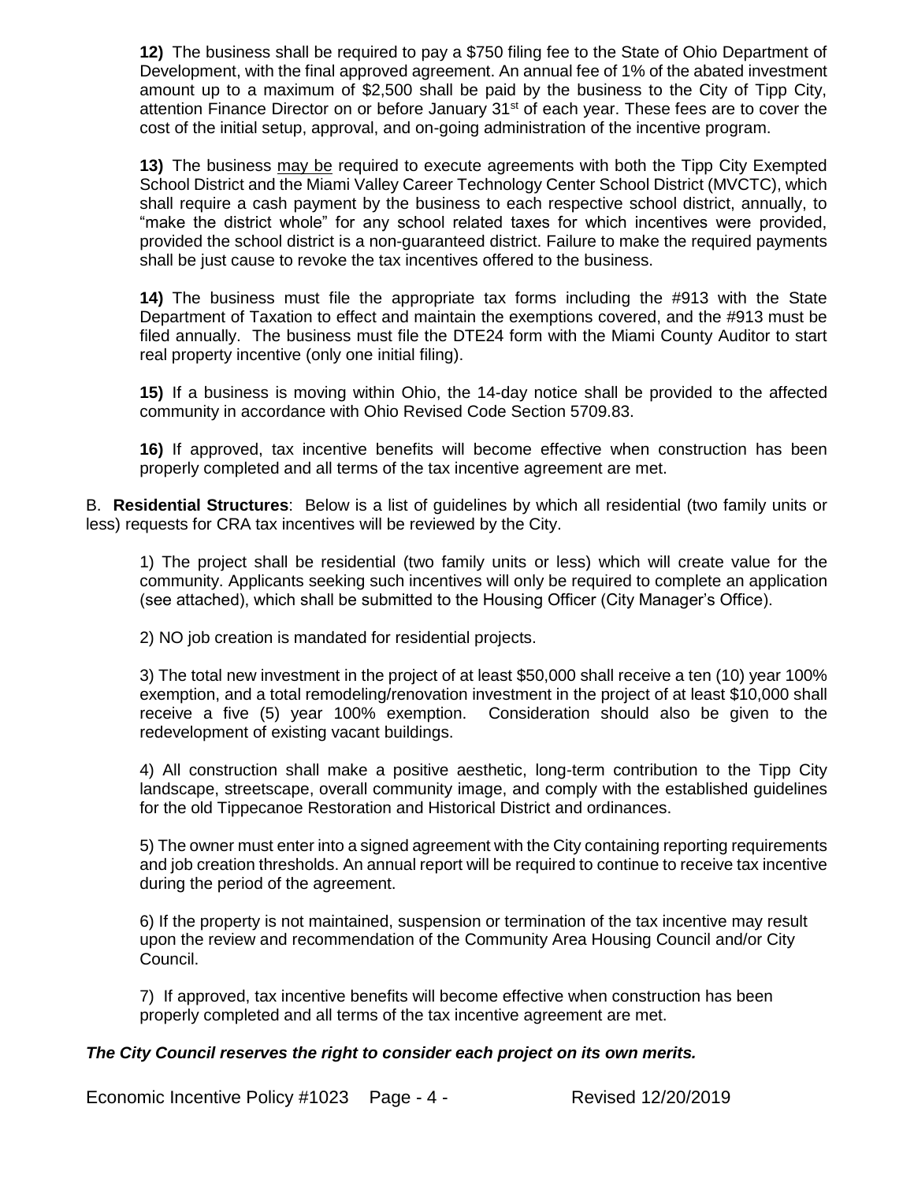**12)** The business shall be required to pay a $750 filing fee to the State of Ohio Department of Development, with the final approved agreement. An annual fee of 1% of the abated investment amount up to a maximum of $2,500 shall be paid by the business to the City of Tipp City, attention Finance Director on or before January 31st of each year. These fees are to cover the cost of the initial setup, approval, and on-going administration of the incentive program.

**13)** The business <u>may be</u> required to execute agreements with both the Tipp City Exempted School District and the Miami Valley Career Technology Center School District (MVCTC), which shall require a cash payment by the business to each respective school district, annually, to "make the district whole" for any school related taxes for which incentives were provided, provided the school district is a non-guaranteed district. Failure to make the required payments shall be just cause to revoke the tax incentives offered to the business.

**14)** The business must file the appropriate tax forms including the #913 with the State Department of Taxation to effect and maintain the exemptions covered, and the #913 must be filed annually. The business must file the DTE24 form with the Miami County Auditor to start real property incentive (only one initial filing).

**15)** If a business is moving within Ohio, the 14-day notice shall be provided to the affected community in accordance with Ohio Revised Code Section 5709.83.

**16)** If approved, tax incentive benefits will become effective when construction has been properly completed and all terms of the tax incentive agreement are met.

B. **Residential Structures**: Below is a list of guidelines by which all residential (two family units or less) requests for CRA tax incentives will be reviewed by the City.

1) The project shall be residential (two family units or less) which will create value for the community. Applicants seeking such incentives will only be required to complete an application (see attached), which shall be submitted to the Housing Officer (City Manager's Office).

2) NO job creation is mandated for residential projects.

3) The total new investment in the project of at least $50,000 shall receive a ten (10) year 100% exemption, and a total remodeling/renovation investment in the project of at least $10,000 shall receive a five (5) year 100% exemption. Consideration should also be given to the redevelopment of existing vacant buildings.

4) All construction shall make a positive aesthetic, long-term contribution to the Tipp City landscape, streetscape, overall community image, and comply with the established guidelines for the old Tippecanoe Restoration and Historical District and ordinances.

5) The owner must enter into a signed agreement with the City containing reporting requirements and job creation thresholds. An annual report will be required to continue to receive tax incentive during the period of the agreement.

6) If the property is not maintained, suspension or termination of the tax incentive may result upon the review and recommendation of the Community Area Housing Council and/or City Council.

7) If approved, tax incentive benefits will become effective when construction has been properly completed and all terms of the tax incentive agreement are met.

***The City Council reserves the right to consider each project on its own merits.***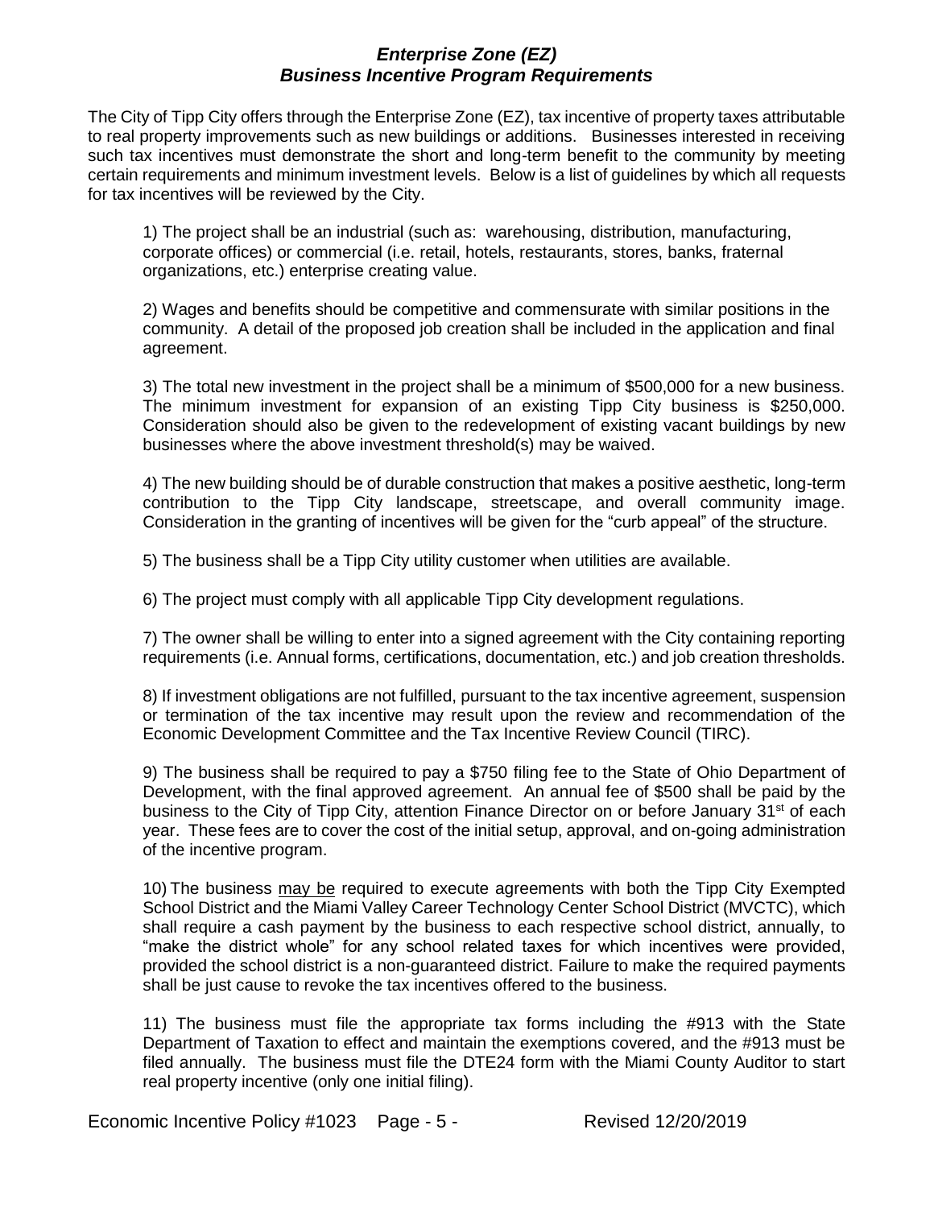## *Enterprise Zone (EZ)*
## *Business Incentive Program Requirements*

The City of Tipp City offers through the Enterprise Zone (EZ), tax incentive of property taxes attributable to real property improvements such as new buildings or additions. Businesses interested in receiving such tax incentives must demonstrate the short and long-term benefit to the community by meeting certain requirements and minimum investment levels. Below is a list of guidelines by which all requests for tax incentives will be reviewed by the City.

1) The project shall be an industrial (such as: warehousing, distribution, manufacturing, corporate offices) or commercial (i.e. retail, hotels, restaurants, stores, banks, fraternal organizations, etc.) enterprise creating value.

2) Wages and benefits should be competitive and commensurate with similar positions in the community. A detail of the proposed job creation shall be included in the application and final agreement.

3) The total new investment in the project shall be a minimum of $500,000 for a new business. The minimum investment for expansion of an existing Tipp City business is $250,000. Consideration should also be given to the redevelopment of existing vacant buildings by new businesses where the above investment threshold(s) may be waived.

4) The new building should be of durable construction that makes a positive aesthetic, long-term contribution to the Tipp City landscape, streetscape, and overall community image. Consideration in the granting of incentives will be given for the "curb appeal" of the structure.

5) The business shall be a Tipp City utility customer when utilities are available.

6) The project must comply with all applicable Tipp City development regulations.

7) The owner shall be willing to enter into a signed agreement with the City containing reporting requirements (i.e. Annual forms, certifications, documentation, etc.) and job creation thresholds.

8) If investment obligations are not fulfilled, pursuant to the tax incentive agreement, suspension or termination of the tax incentive may result upon the review and recommendation of the Economic Development Committee and the Tax Incentive Review Council (TIRC).

9) The business shall be required to pay a $750 filing fee to the State of Ohio Department of Development, with the final approved agreement. An annual fee of $500 shall be paid by the business to the City of Tipp City, attention Finance Director on or before January 31st of each year. These fees are to cover the cost of the initial setup, approval, and on-going administration of the incentive program.

10) The business <u>may be</u> required to execute agreements with both the Tipp City Exempted School District and the Miami Valley Career Technology Center School District (MVCTC), which shall require a cash payment by the business to each respective school district, annually, to "make the district whole" for any school related taxes for which incentives were provided, provided the school district is a non-guaranteed district. Failure to make the required payments shall be just cause to revoke the tax incentives offered to the business.

11) The business must file the appropriate tax forms including the #913 with the State Department of Taxation to effect and maintain the exemptions covered, and the #913 must be filed annually. The business must file the DTE24 form with the Miami County Auditor to start real property incentive (only one initial filing).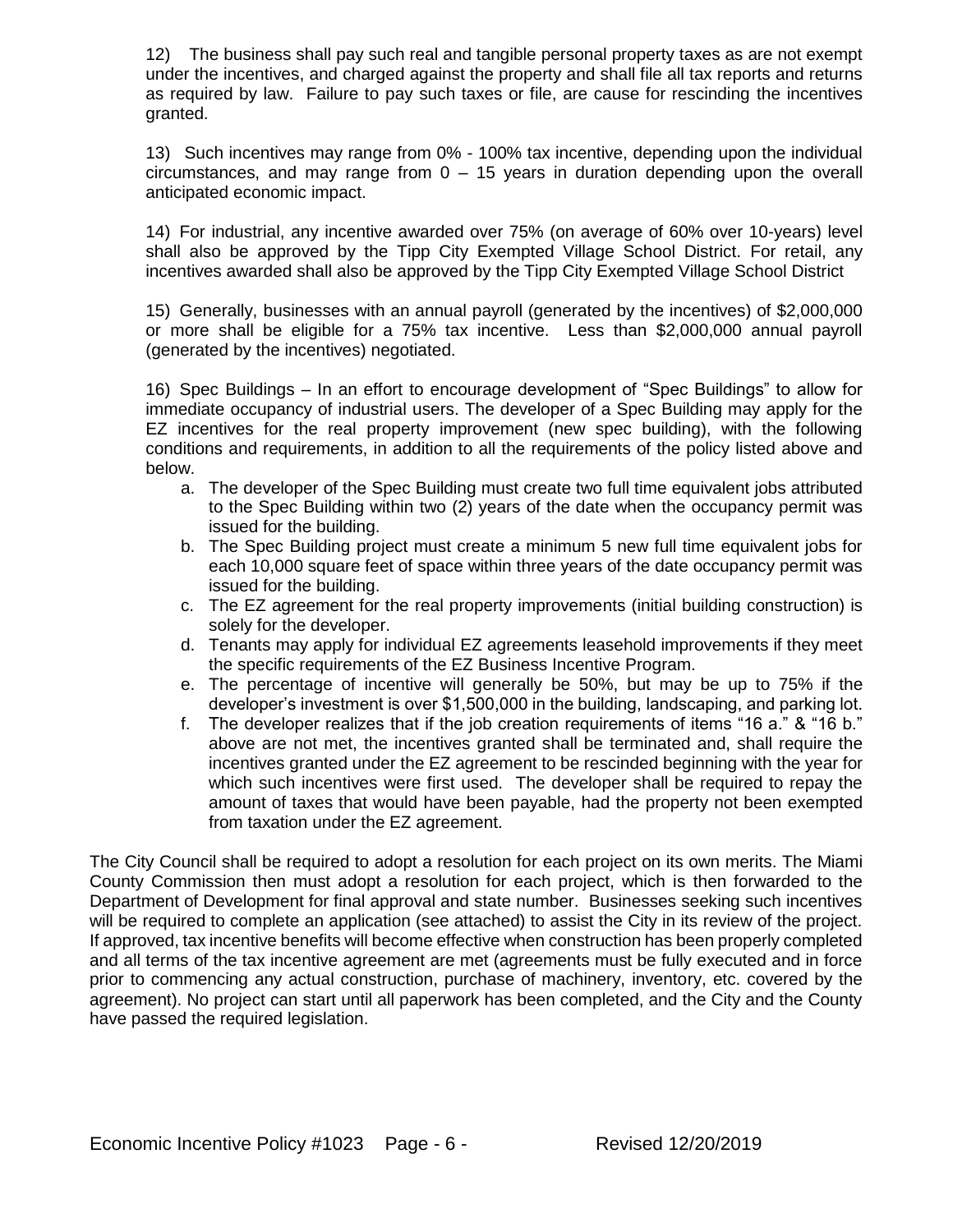12) The business shall pay such real and tangible personal property taxes as are not exempt under the incentives, and charged against the property and shall file all tax reports and returns as required by law. Failure to pay such taxes or file, are cause for rescinding the incentives granted.

13) Such incentives may range from 0% - 100% tax incentive, depending upon the individual circumstances, and may range from 0 – 15 years in duration depending upon the overall anticipated economic impact.

14) For industrial, any incentive awarded over 75% (on average of 60% over 10-years) level shall also be approved by the Tipp City Exempted Village School District. For retail, any incentives awarded shall also be approved by the Tipp City Exempted Village School District

15) Generally, businesses with an annual payroll (generated by the incentives) of $2,000,000 or more shall be eligible for a 75% tax incentive. Less than $2,000,000 annual payroll (generated by the incentives) negotiated.

16) Spec Buildings – In an effort to encourage development of "Spec Buildings" to allow for immediate occupancy of industrial users. The developer of a Spec Building may apply for the EZ incentives for the real property improvement (new spec building), with the following conditions and requirements, in addition to all the requirements of the policy listed above and below.

a. The developer of the Spec Building must create two full time equivalent jobs attributed to the Spec Building within two (2) years of the date when the occupancy permit was issued for the building.
b. The Spec Building project must create a minimum 5 new full time equivalent jobs for each 10,000 square feet of space within three years of the date occupancy permit was issued for the building.
c. The EZ agreement for the real property improvements (initial building construction) is solely for the developer.
d. Tenants may apply for individual EZ agreements leasehold improvements if they meet the specific requirements of the EZ Business Incentive Program.
e. The percentage of incentive will generally be 50%, but may be up to 75% if the developer's investment is over $1,500,000 in the building, landscaping, and parking lot.
f. The developer realizes that if the job creation requirements of items "16 a." & "16 b." above are not met, the incentives granted shall be terminated and, shall require the incentives granted under the EZ agreement to be rescinded beginning with the year for which such incentives were first used. The developer shall be required to repay the amount of taxes that would have been payable, had the property not been exempted from taxation under the EZ agreement.

The City Council shall be required to adopt a resolution for each project on its own merits. The Miami County Commission then must adopt a resolution for each project, which is then forwarded to the Department of Development for final approval and state number. Businesses seeking such incentives will be required to complete an application (see attached) to assist the City in its review of the project. If approved, tax incentive benefits will become effective when construction has been properly completed and all terms of the tax incentive agreement are met (agreements must be fully executed and in force prior to commencing any actual construction, purchase of machinery, inventory, etc. covered by the agreement). No project can start until all paperwork has been completed, and the City and the County have passed the required legislation.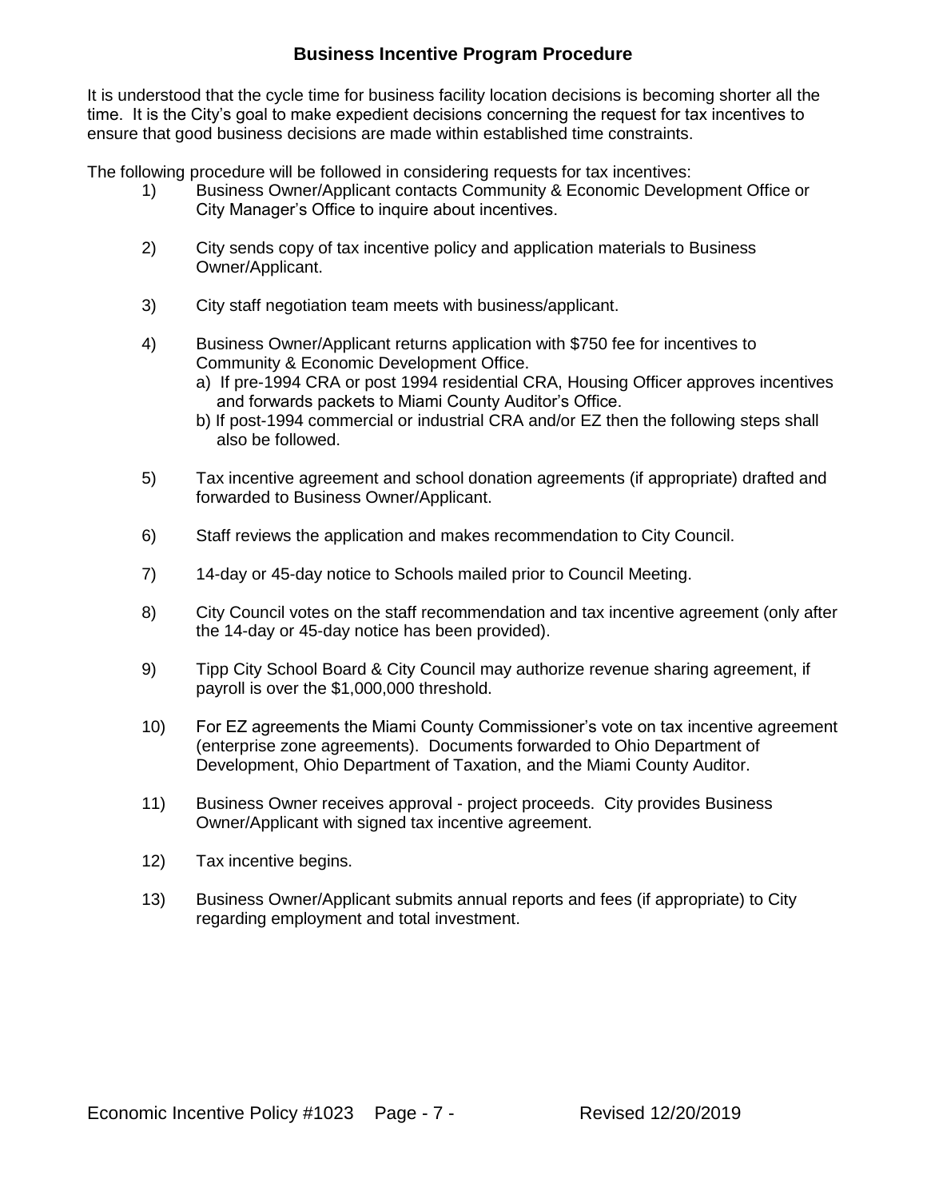## Business Incentive Program Procedure

It is understood that the cycle time for business facility location decisions is becoming shorter all the time. It is the City's goal to make expedient decisions concerning the request for tax incentives to ensure that good business decisions are made within established time constraints.

The following procedure will be followed in considering requests for tax incentives:

1) Business Owner/Applicant contacts Community & Economic Development Office or City Manager's Office to inquire about incentives.

2) City sends copy of tax incentive policy and application materials to Business Owner/Applicant.

3) City staff negotiation team meets with business/applicant.

4) Business Owner/Applicant returns application with $750 fee for incentives to Community & Economic Development Office.
   a) If pre-1994 CRA or post 1994 residential CRA, Housing Officer approves incentives and forwards packets to Miami County Auditor's Office.
   b) If post-1994 commercial or industrial CRA and/or EZ then the following steps shall also be followed.

5) Tax incentive agreement and school donation agreements (if appropriate) drafted and forwarded to Business Owner/Applicant.

6) Staff reviews the application and makes recommendation to City Council.

7) 14-day or 45-day notice to Schools mailed prior to Council Meeting.

8) City Council votes on the staff recommendation and tax incentive agreement (only after the 14-day or 45-day notice has been provided).

9) Tipp City School Board & City Council may authorize revenue sharing agreement, if payroll is over the $1,000,000 threshold.

10) For EZ agreements the Miami County Commissioner's vote on tax incentive agreement (enterprise zone agreements). Documents forwarded to Ohio Department of Development, Ohio Department of Taxation, and the Miami County Auditor.

11) Business Owner receives approval - project proceeds. City provides Business Owner/Applicant with signed tax incentive agreement.

12) Tax incentive begins.

13) Business Owner/Applicant submits annual reports and fees (if appropriate) to City regarding employment and total investment.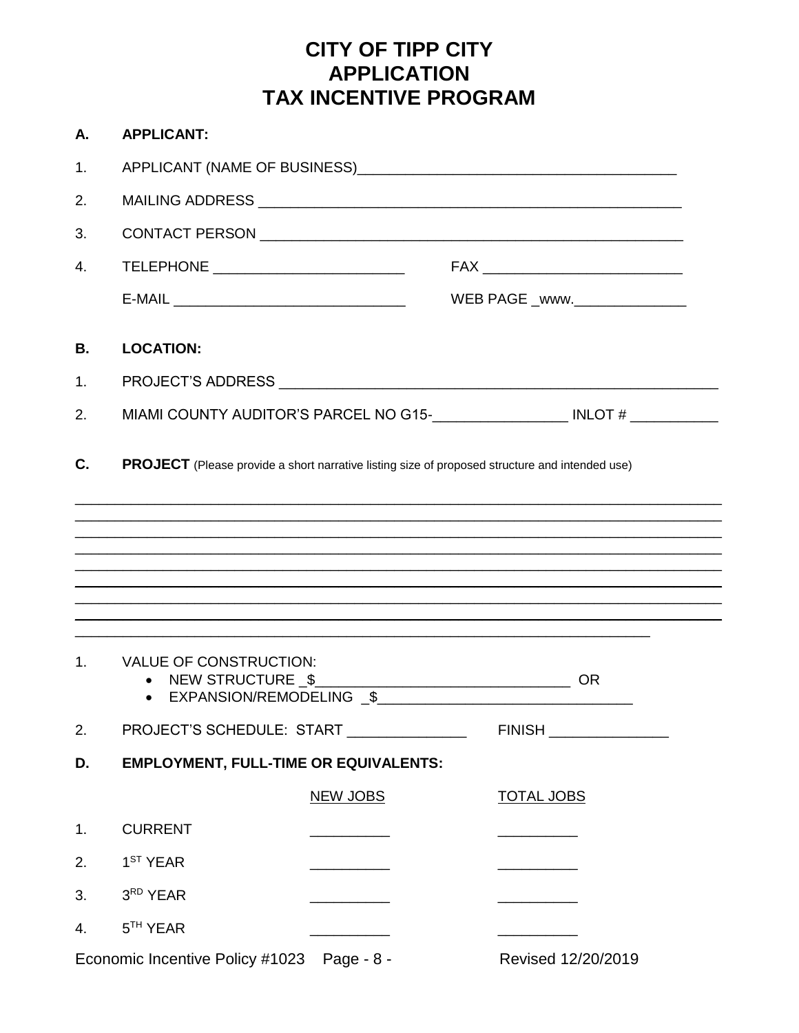# CITY OF TIPP CITY
# APPLICATION
# TAX INCENTIVE PROGRAM

**A. APPLICANT:**

1. APPLICANT (NAME OF BUSINESS)_______________________________________

2. MAILING ADDRESS ____________________________________________________

3. CONTACT PERSON _____________________________________________________

4. TELEPHONE ________________________ FAX _________________________

   E-MAIL _____________________________ WEB PAGE _www.______________

**B. LOCATION:**

1. PROJECT'S ADDRESS ___________________________________________________

2. MIAMI COUNTY AUDITOR'S PARCEL NO G15-_________________ INLOT # ___________

**C. PROJECT** (Please provide a short narrative listing size of proposed structure and intended use)

______________________________________________________________________________
______________________________________________________________________________
______________________________________________________________________________
______________________________________________________________________________
______________________________________________________________________________
______________________________________________________________________________
______________________________________________________________________________
______________________________________________________________________________
______________________________________________________________________

1. VALUE OF CONSTRUCTION:
   - NEW STRUCTURE _$________________________________ OR
   - EXPANSION/REMODELING _$________________________________

2. PROJECT'S SCHEDULE: START _______________ FINISH _______________

**D. EMPLOYMENT, FULL-TIME OR EQUIVALENTS:**

| | | NEW JOBS | TOTAL JOBS |
|---|---|---|---|
| 1. | CURRENT | __________ | __________ |
| 2. | 1ST YEAR | __________ | __________ |
| 3. | 3RD YEAR | __________ | __________ |
| 4. | 5TH YEAR | __________ | __________ |

Economic Incentive Policy #1023 Page - 8 - Revised 12/20/2019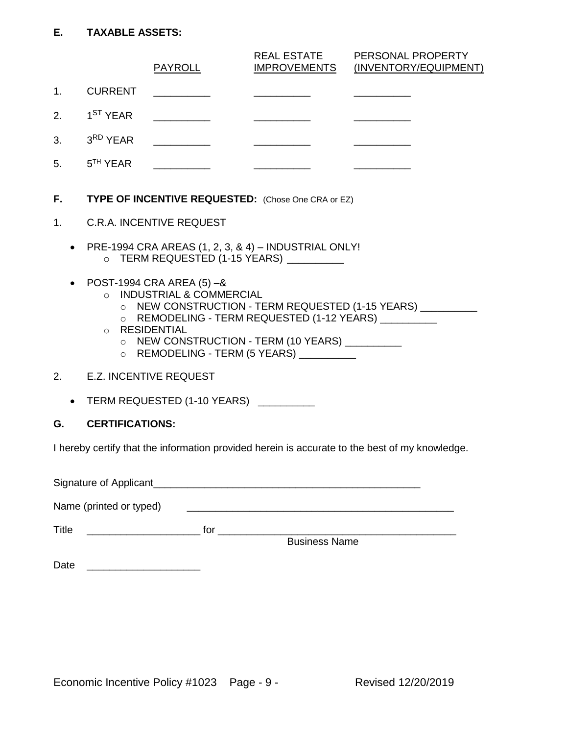**E. TAXABLE ASSETS:**

| | | PAYROLL | REAL ESTATE IMPROVEMENTS | PERSONAL PROPERTY (INVENTORY/EQUIPMENT) |
|---|---|---|---|---|
| 1. | CURRENT | __________ | __________ | __________ |
| 2. | 1ST YEAR | __________ | __________ | __________ |
| 3. | 3RD YEAR | __________ | __________ | __________ |
| 5. | 5TH YEAR | __________ | __________ | __________ |

**F. TYPE OF INCENTIVE REQUESTED:** (Chose One CRA or EZ)

1. C.R.A. INCENTIVE REQUEST

- PRE-1994 CRA AREAS (1, 2, 3, & 4) – INDUSTRIAL ONLY!
  - TERM REQUESTED (1-15 YEARS) __________
- POST-1994 CRA AREA (5) –&
  - INDUSTRIAL & COMMERCIAL
    - NEW CONSTRUCTION - TERM REQUESTED (1-15 YEARS) __________
    - REMODELING - TERM REQUESTED (1-12 YEARS) __________
  - RESIDENTIAL
    - NEW CONSTRUCTION - TERM (10 YEARS) __________
    - REMODELING - TERM (5 YEARS) __________

2. E.Z. INCENTIVE REQUEST

- TERM REQUESTED (1-10 YEARS) __________

**G. CERTIFICATIONS:**

I hereby certify that the information provided herein is accurate to the best of my knowledge.

Signature of Applicant__________________________________________________

Name (printed or typed) __________________________________________________

Title ____________________ for __________________________________________
Business Name

Date ____________________

Economic Incentive Policy #1023 Page - 9 - Revised 12/20/2019